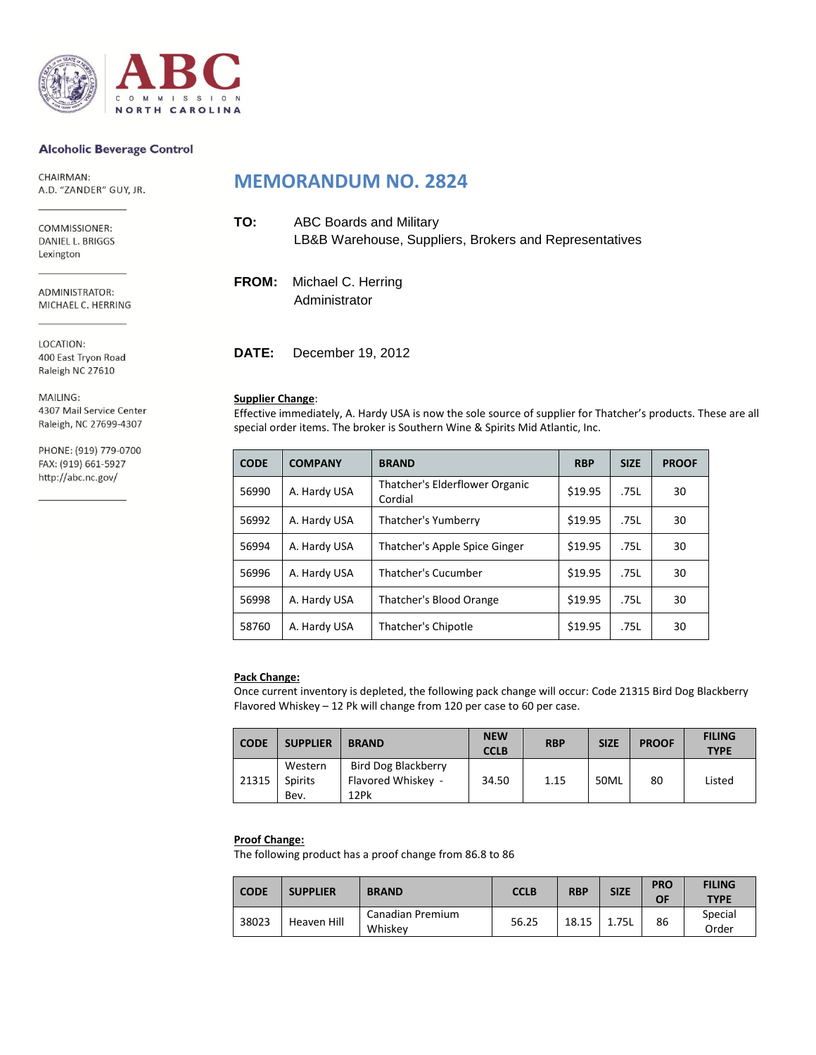ABC COMMISSION NORTH CAROLINA

**Alcoholic Beverage Control**

CHAIRMAN:
A.D. "ZANDER" GUY, JR.

COMMISSIONER:
DANIEL L. BRIGGS
Lexington

ADMINISTRATOR:
MICHAEL C. HERRING

LOCATION:
400 East Tryon Road
Raleigh NC 27610

MAILING:
4307 Mail Service Center
Raleigh, NC 27699-4307

PHONE: (919) 779-0700
FAX: (919) 661-5927
http://abc.nc.gov/

# MEMORANDUM NO. 2824

**TO:** ABC Boards and Military
LB&B Warehouse, Suppliers, Brokers and Representatives

**FROM:** Michael C. Herring
Administrator

**DATE:** December 19, 2012

**Supplier Change**:
Effective immediately, A. Hardy USA is now the sole source of supplier for Thatcher's products. These are all special order items. The broker is Southern Wine & Spirits Mid Atlantic, Inc.

| CODE | COMPANY | BRAND | RBP | SIZE | PROOF |
|---|---|---|---|---|---|
| 56990 | A. Hardy USA | Thatcher's Elderflower Organic Cordial | $19.95 | .75L | 30 |
| 56992 | A. Hardy USA | Thatcher's Yumberry | $19.95 | .75L | 30 |
| 56994 | A. Hardy USA | Thatcher's Apple Spice Ginger | $19.95 | .75L | 30 |
| 56996 | A. Hardy USA | Thatcher's Cucumber | $19.95 | .75L | 30 |
| 56998 | A. Hardy USA | Thatcher's Blood Orange | $19.95 | .75L | 30 |
| 58760 | A. Hardy USA | Thatcher's Chipotle | $19.95 | .75L | 30 |

**Pack Change:**
Once current inventory is depleted, the following pack change will occur: Code 21315 Bird Dog Blackberry Flavored Whiskey – 12 Pk will change from 120 per case to 60 per case.

| CODE | SUPPLIER | BRAND | NEW CCLB | RBP | SIZE | PROOF | FILING TYPE |
|---|---|---|---|---|---|---|---|
| 21315 | Western Spirits Bev. | Bird Dog Blackberry Flavored Whiskey - 12Pk | 34.50 | 1.15 | 50ML | 80 | Listed |

**Proof Change:**
The following product has a proof change from 86.8 to 86

| CODE | SUPPLIER | BRAND | CCLB | RBP | SIZE | PROOF | FILING TYPE |
|---|---|---|---|---|---|---|---|
| 38023 | Heaven Hill | Canadian Premium Whiskey | 56.25 | 18.15 | 1.75L | 86 | Special Order |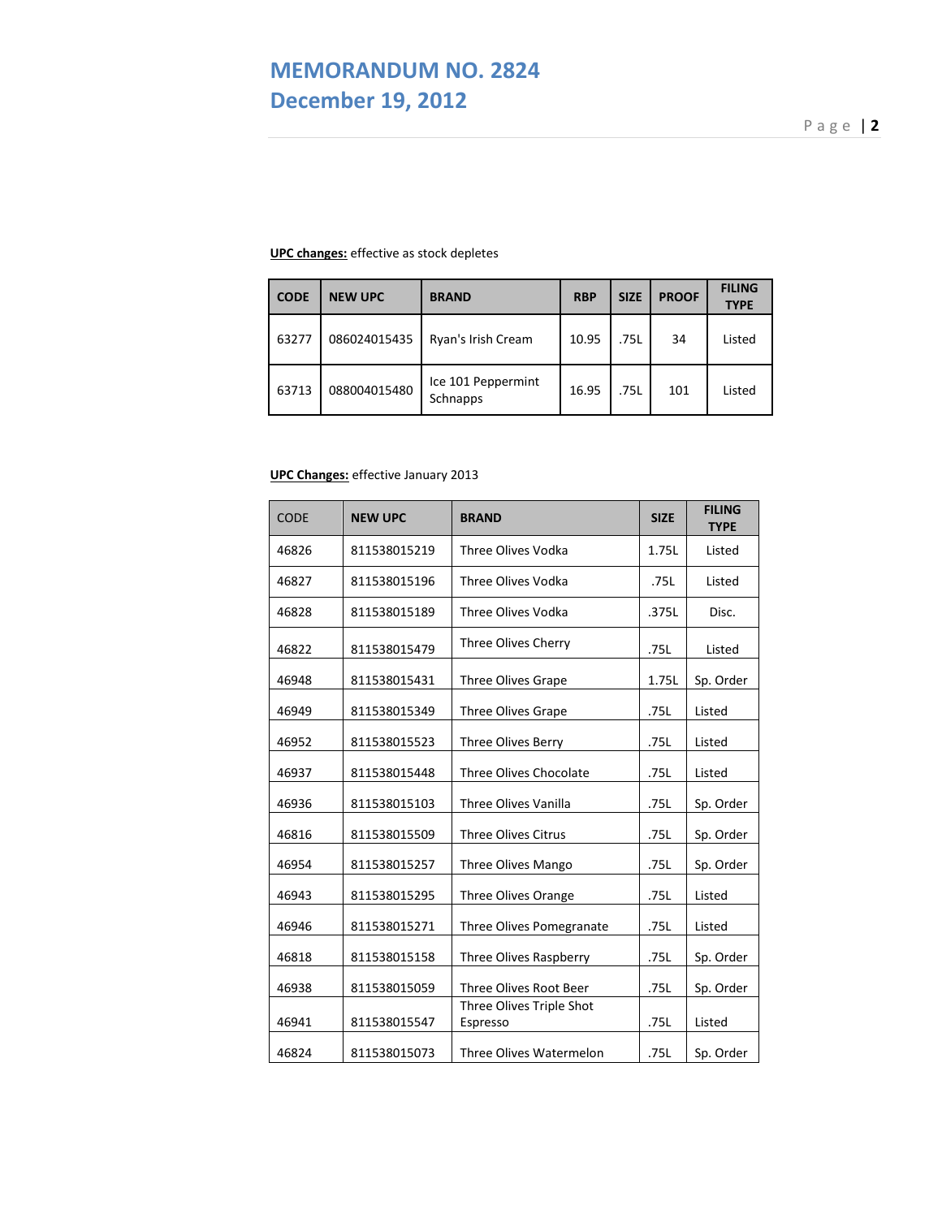**UPC changes:** effective as stock depletes

| CODE | NEW UPC | BRAND | RBP | SIZE | PROOF | FILING TYPE |
|---|---|---|---|---|---|---|
| 63277 | 086024015435 | Ryan's Irish Cream | 10.95 | .75L | 34 | Listed |
| 63713 | 088004015480 | Ice 101 Peppermint Schnapps | 16.95 | .75L | 101 | Listed |

**UPC Changes:** effective January 2013

| CODE | NEW UPC | BRAND | SIZE | FILING TYPE |
|---|---|---|---|---|
| 46826 | 811538015219 | Three Olives Vodka | 1.75L | Listed |
| 46827 | 811538015196 | Three Olives Vodka | .75L | Listed |
| 46828 | 811538015189 | Three Olives Vodka | .375L | Disc. |
| 46822 | 811538015479 | Three Olives Cherry | .75L | Listed |
| 46948 | 811538015431 | Three Olives Grape | 1.75L | Sp. Order |
| 46949 | 811538015349 | Three Olives Grape | .75L | Listed |
| 46952 | 811538015523 | Three Olives Berry | .75L | Listed |
| 46937 | 811538015448 | Three Olives Chocolate | .75L | Listed |
| 46936 | 811538015103 | Three Olives Vanilla | .75L | Sp. Order |
| 46816 | 811538015509 | Three Olives Citrus | .75L | Sp. Order |
| 46954 | 811538015257 | Three Olives Mango | .75L | Sp. Order |
| 46943 | 811538015295 | Three Olives Orange | .75L | Listed |
| 46946 | 811538015271 | Three Olives Pomegranate | .75L | Listed |
| 46818 | 811538015158 | Three Olives Raspberry | .75L | Sp. Order |
| 46938 | 811538015059 | Three Olives Root Beer | .75L | Sp. Order |
| 46941 | 811538015547 | Three Olives Triple Shot Espresso | .75L | Listed |
| 46824 | 811538015073 | Three Olives Watermelon | .75L | Sp. Order |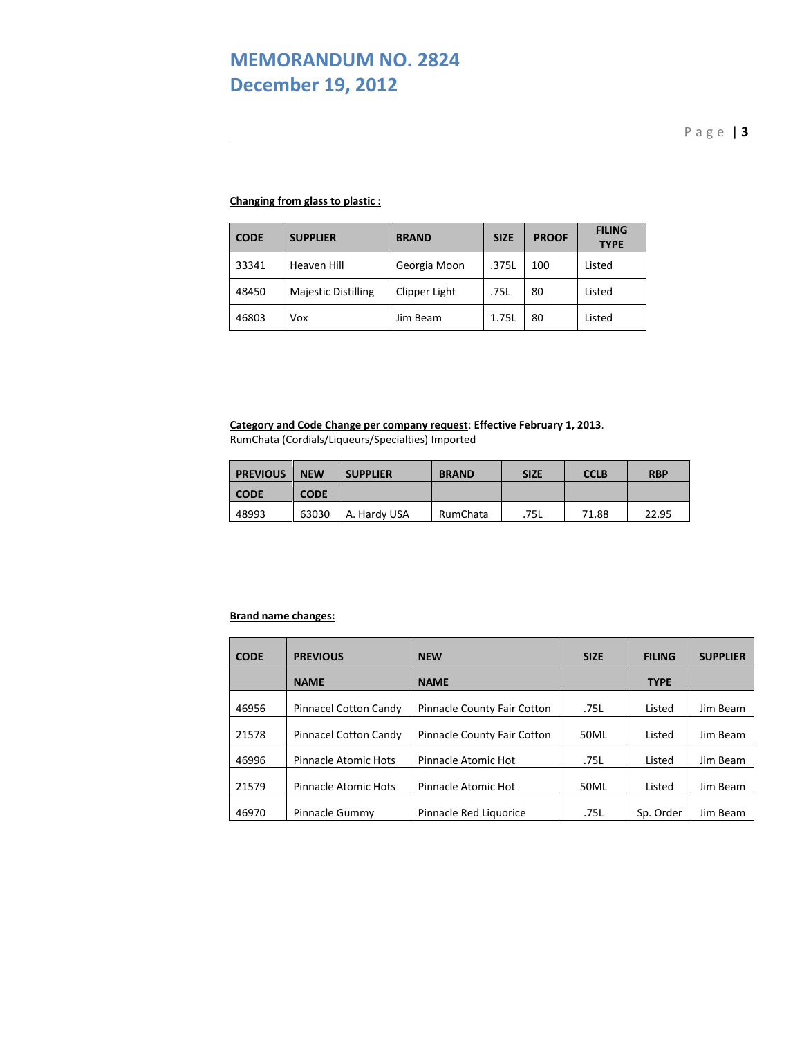**Changing from glass to plastic :**

| CODE | SUPPLIER | BRAND | SIZE | PROOF | FILING TYPE |
|---|---|---|---|---|---|
| 33341 | Heaven Hill | Georgia Moon | .375L | 100 | Listed |
| 48450 | Majestic Distilling | Clipper Light | .75L | 80 | Listed |
| 46803 | Vox | Jim Beam | 1.75L | 80 | Listed |

**Category and Code Change per company request**: **Effective February 1, 2013**.
RumChata (Cordials/Liqueurs/Specialties) Imported

| PREVIOUS CODE | NEW CODE | SUPPLIER | BRAND | SIZE | CCLB | RBP |
|---|---|---|---|---|---|---|
| 48993 | 63030 | A. Hardy USA | RumChata | .75L | 71.88 | 22.95 |

**Brand name changes:**

| CODE | PREVIOUS NAME | NEW NAME | SIZE | FILING TYPE | SUPPLIER |
|---|---|---|---|---|---|
| 46956 | Pinnacel Cotton Candy | Pinnacle County Fair Cotton | .75L | Listed | Jim Beam |
| 21578 | Pinnacel Cotton Candy | Pinnacle County Fair Cotton | 50ML | Listed | Jim Beam |
| 46996 | Pinnacle Atomic Hots | Pinnacle Atomic Hot | .75L | Listed | Jim Beam |
| 21579 | Pinnacle Atomic Hots | Pinnacle Atomic Hot | 50ML | Listed | Jim Beam |
| 46970 | Pinnacle Gummy | Pinnacle Red Liquorice | .75L | Sp. Order | Jim Beam |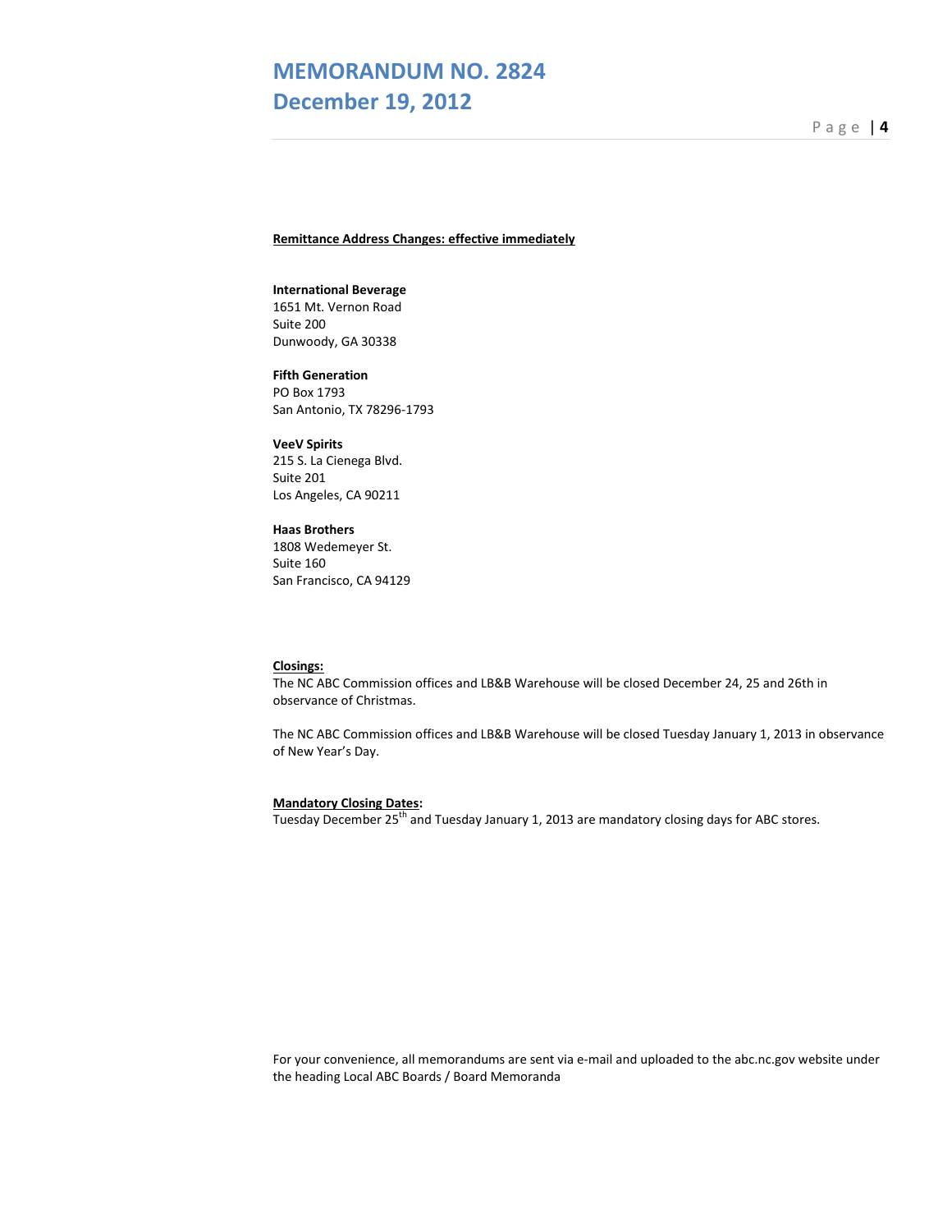**Remittance Address Changes: effective immediately**

**International Beverage**
1651 Mt. Vernon Road
Suite 200
Dunwoody, GA 30338

**Fifth Generation**
PO Box 1793
San Antonio, TX 78296-1793

**VeeV Spirits**
215 S. La Cienega Blvd.
Suite 201
Los Angeles, CA 90211

**Haas Brothers**
1808 Wedemeyer St.
Suite 160
San Francisco, CA 94129

**Closings:**

The NC ABC Commission offices and LB&B Warehouse will be closed December 24, 25 and 26th in observance of Christmas.

The NC ABC Commission offices and LB&B Warehouse will be closed Tuesday January 1, 2013 in observance of New Year's Day.

**Mandatory Closing Dates:**

Tuesday December 25th and Tuesday January 1, 2013 are mandatory closing days for ABC stores.

For your convenience, all memorandums are sent via e-mail and uploaded to the abc.nc.gov website under the heading Local ABC Boards / Board Memoranda